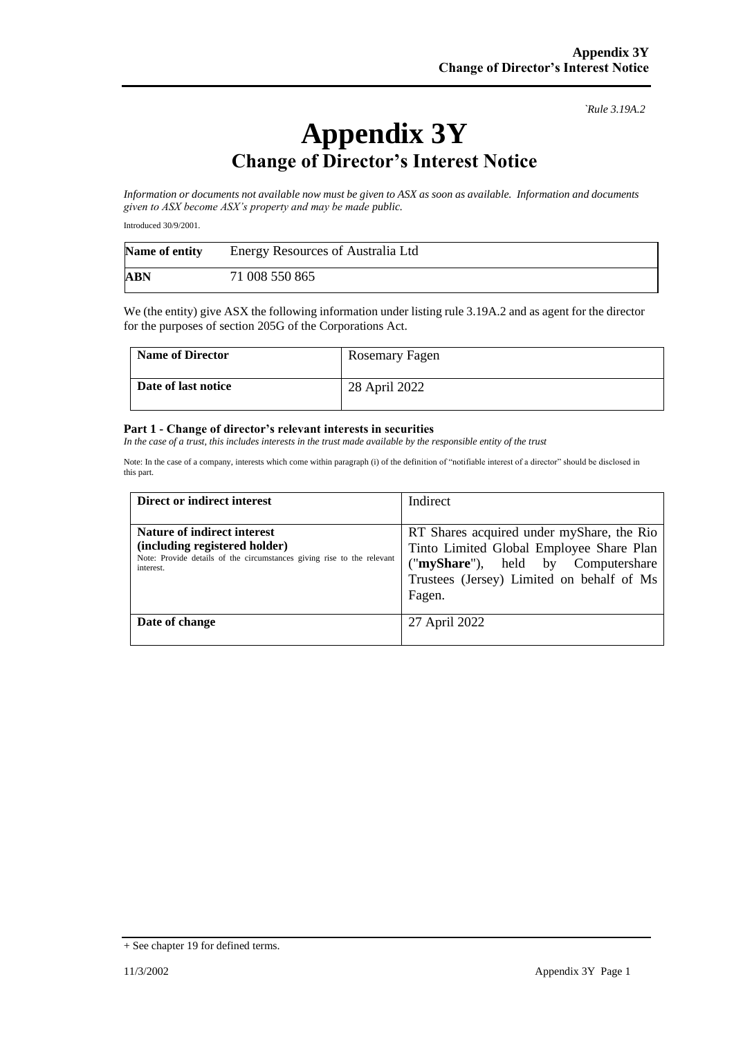`Rule 3.19A.2`

# Appendix 3Y
## Change of Director's Interest Notice

*Information or documents not available now must be given to ASX as soon as available. Information and documents given to ASX become ASX's property and may be made public.*

Introduced 30/9/2001.

| **Name of entity** | Energy Resources of Australia Ltd |
|---|---|
| **ABN** | 71 008 550 865 |

We (the entity) give ASX the following information under listing rule 3.19A.2 and as agent for the director for the purposes of section 205G of the Corporations Act.

| **Name of Director** | Rosemary Fagen |
|---|---|
| **Date of last notice** | 28 April 2022 |

### Part 1 - Change of director's relevant interests in securities

*In the case of a trust, this includes interests in the trust made available by the responsible entity of the trust*

Note: In the case of a company, interests which come within paragraph (i) of the definition of "notifiable interest of a director" should be disclosed in this part.

| **Direct or indirect interest** | Indirect |
|---|---|
| **Nature of indirect interest (including registered holder)** Note: Provide details of the circumstances giving rise to the relevant interest. | RT Shares acquired under myShare, the Rio Tinto Limited Global Employee Share Plan ("**myShare**"), held by Computershare Trustees (Jersey) Limited on behalf of Ms Fagen. |
| **Date of change** | 27 April 2022 |

+ See chapter 19 for defined terms.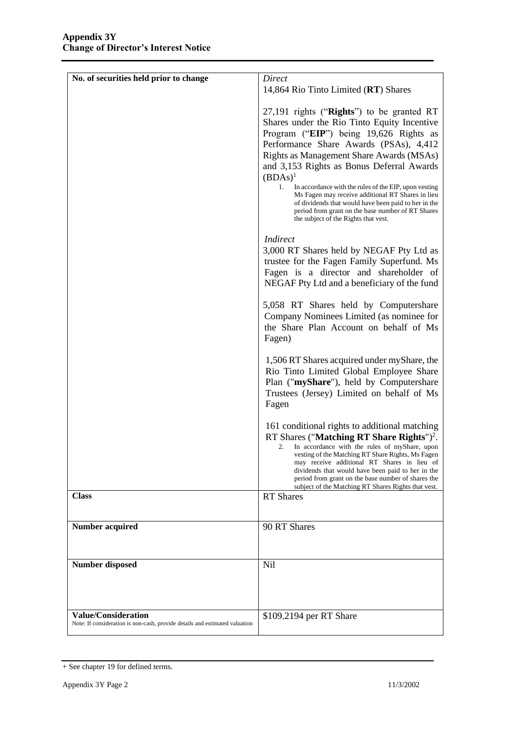**Appendix 3Y**
**Change of Director's Interest Notice**

| | |
|---|---|
| **No. of securities held prior to change** | *Direct*<br>14,864 Rio Tinto Limited (**RT**) Shares<br><br>27,191 rights ("**Rights**") to be granted RT Shares under the Rio Tinto Equity Incentive Program ("**EIP**") being 19,626 Rights as Performance Share Awards (PSAs), 4,412 Rights as Management Share Awards (MSAs) and 3,153 Rights as Bonus Deferral Awards (BDAs)[1]<br>1. In accordance with the rules of the EIP, upon vesting Ms Fagen may receive additional RT Shares in lieu of dividends that would have been paid to her in the period from grant on the base number of RT Shares the subject of the Rights that vest.<br><br>*Indirect*<br>3,000 RT Shares held by NEGAF Pty Ltd as trustee for the Fagen Family Superfund. Ms Fagen is a director and shareholder of NEGAF Pty Ltd and a beneficiary of the fund<br><br>5,058 RT Shares held by Computershare Company Nominees Limited (as nominee for the Share Plan Account on behalf of Ms Fagen)<br><br>1,506 RT Shares acquired under myShare, the Rio Tinto Limited Global Employee Share Plan ("**myShare**"), held by Computershare Trustees (Jersey) Limited on behalf of Ms Fagen<br><br>161 conditional rights to additional matching RT Shares ("**Matching RT Share Rights**")[2].<br>2. In accordance with the rules of myShare, upon vesting of the Matching RT Share Rights, Ms Fagen may receive additional RT Shares in lieu of dividends that would have been paid to her in the period from grant on the base number of shares the subject of the Matching RT Shares Rights that vest. |
| **Class** | RT Shares |
| **Number acquired** | 90 RT Shares |
| **Number disposed** | Nil |
| **Value/Consideration**<br>Note: If consideration is non-cash, provide details and estimated valuation | \$109.2194 per RT Share |

+ See chapter 19 for defined terms.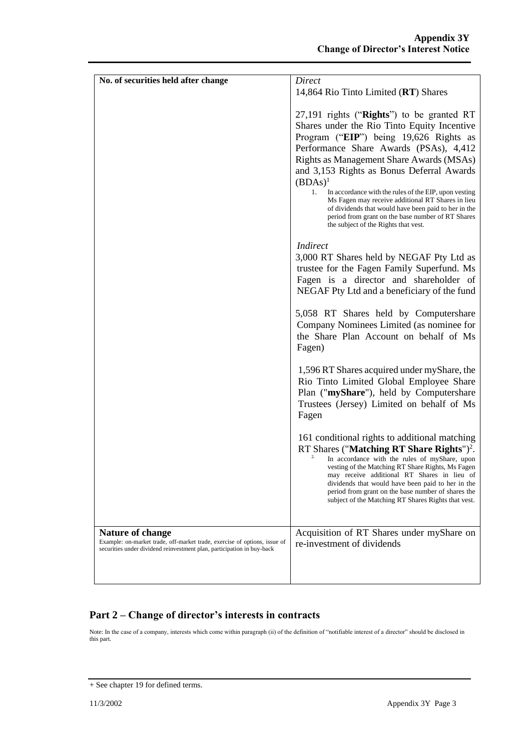| | |
|---|---|
| **No. of securities held after change** | *Direct*<br>14,864 Rio Tinto Limited (**RT**) Shares<br><br>27,191 rights ("**Rights**") to be granted RT Shares under the Rio Tinto Equity Incentive Program ("**EIP**") being 19,626 Rights as Performance Share Awards (PSAs), 4,412 Rights as Management Share Awards (MSAs) and 3,153 Rights as Bonus Deferral Awards (BDAs)[1]<br>1. In accordance with the rules of the EIP, upon vesting Ms Fagen may receive additional RT Shares in lieu of dividends that would have been paid to her in the period from grant on the base number of RT Shares the subject of the Rights that vest.<br><br>*Indirect*<br>3,000 RT Shares held by NEGAF Pty Ltd as trustee for the Fagen Family Superfund. Ms Fagen is a director and shareholder of NEGAF Pty Ltd and a beneficiary of the fund<br><br>5,058 RT Shares held by Computershare Company Nominees Limited (as nominee for the Share Plan Account on behalf of Ms Fagen)<br><br>1,596 RT Shares acquired under myShare, the Rio Tinto Limited Global Employee Share Plan ("**myShare**"), held by Computershare Trustees (Jersey) Limited on behalf of Ms Fagen<br><br>161 conditional rights to additional matching RT Shares ("**Matching RT Share Rights**")[2].<br>2. In accordance with the rules of myShare, upon vesting of the Matching RT Share Rights, Ms Fagen may receive additional RT Shares in lieu of dividends that would have been paid to her in the period from grant on the base number of shares the subject of the Matching RT Shares Rights that vest. |
| **Nature of change**<br>Example: on-market trade, off-market trade, exercise of options, issue of securities under dividend reinvestment plan, participation in buy-back | Acquisition of RT Shares under myShare on re-investment of dividends |

## Part 2 – Change of director's interests in contracts

Note: In the case of a company, interests which come within paragraph (ii) of the definition of "notifiable interest of a director" should be disclosed in this part.

+ See chapter 19 for defined terms.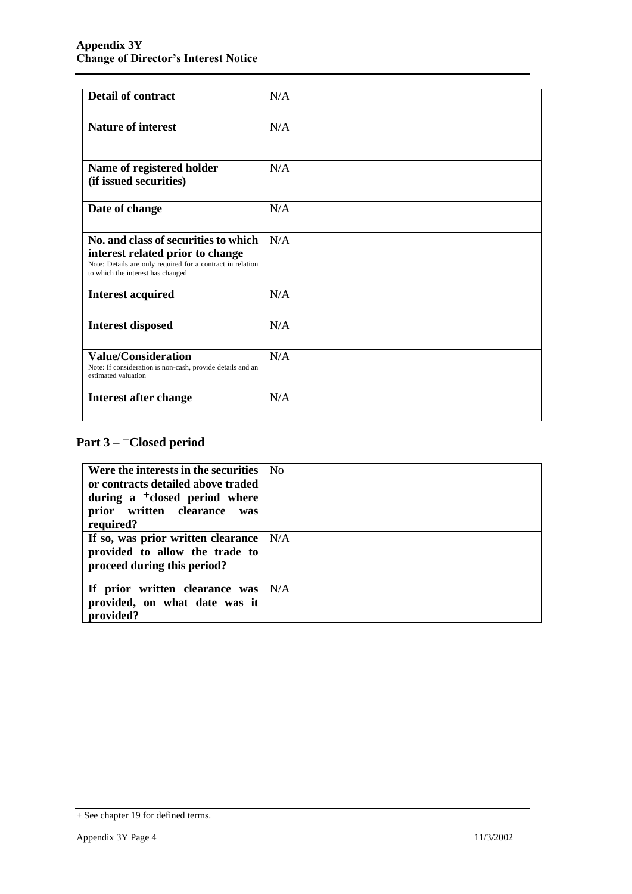| | |
|---|---|
| **Detail of contract** | N/A |
| **Nature of interest** | N/A |
| **Name of registered holder (if issued securities)** | N/A |
| **Date of change** | N/A |
| **No. and class of securities to which interest related prior to change** Note: Details are only required for a contract in relation to which the interest has changed | N/A |
| **Interest acquired** | N/A |
| **Interest disposed** | N/A |
| **Value/Consideration** Note: If consideration is non-cash, provide details and an estimated valuation | N/A |
| **Interest after change** | N/A |

## Part 3 – +Closed period

| | |
|---|---|
| **Were the interests in the securities or contracts detailed above traded during a +closed period where prior written clearance was required?** | No |
| **If so, was prior written clearance provided to allow the trade to proceed during this period?** | N/A |
| **If prior written clearance was provided, on what date was it provided?** | N/A |

+ See chapter 19 for defined terms.